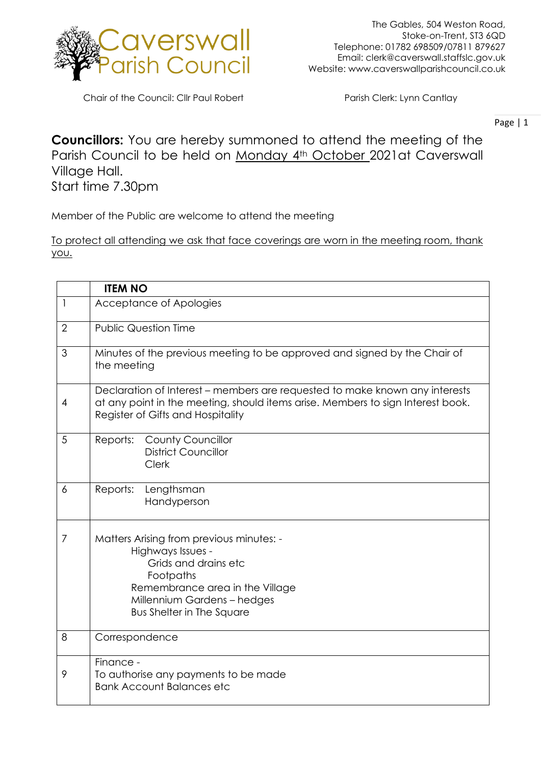# Caverswall Parish Council

The Gables, 504 Weston Road,
Stoke-on-Trent, ST3 6QD
Telephone: 01782 698509/07811 879627
Email: clerk@caverswall.staffslc.gov.uk
Website: www.caverswallparishcouncil.co.uk

Chair of the Council: Cllr Paul Robert

Parish Clerk: Lynn Cantlay

**Councillors:** You are hereby summoned to attend the meeting of the Parish Council to be held on <u>Monday 4th October</u> 2021at Caverswall Village Hall.
Start time 7.30pm

Member of the Public are welcome to attend the meeting

<u>To protect all attending we ask that face coverings are worn in the meeting room, thank you.</u>

| | **ITEM NO** |
|---|---|
| 1 | Acceptance of Apologies |
| 2 | Public Question Time |
| 3 | Minutes of the previous meeting to be approved and signed by the Chair of the meeting |
| 4 | Declaration of Interest – members are requested to make known any interests at any point in the meeting, should items arise. Members to sign Interest book. Register of Gifts and Hospitality |
| 5 | Reports: County Councillor<br>District Councillor<br>Clerk |
| 6 | Reports: Lengthsman<br>Handyperson |
| 7 | Matters Arising from previous minutes: -<br>Highways Issues -<br>Grids and drains etc<br>Footpaths<br>Remembrance area in the Village<br>Millennium Gardens – hedges<br>Bus Shelter in The Square |
| 8 | Correspondence |
| 9 | Finance -<br>To authorise any payments to be made<br>Bank Account Balances etc |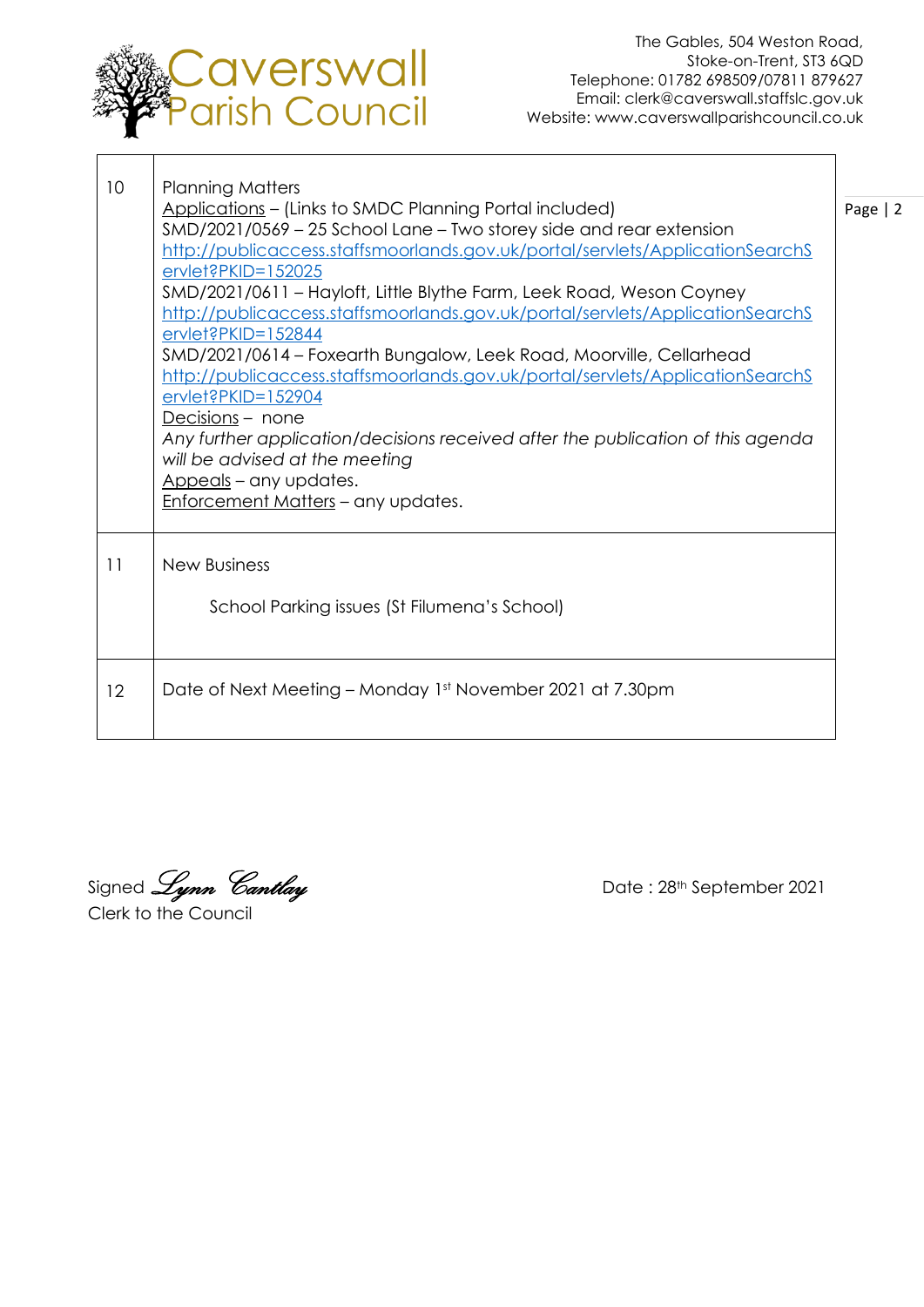Caverswall Parish Council

The Gables, 504 Weston Road,
Stoke-on-Trent, ST3 6QD
Telephone: 01782 698509/07811 879627
Email: clerk@caverswall.staffslc.gov.uk
Website: www.caverswallparishcouncil.co.uk

| | |
|---|---|
| 10 | Planning Matters<br>Applications – (Links to SMDC Planning Portal included)<br>SMD/2021/0569 – 25 School Lane – Two storey side and rear extension<br>http://publicaccess.staffsmoorlands.gov.uk/portal/servlets/ApplicationSearchServlet?PKID=152025<br>SMD/2021/0611 – Hayloft, Little Blythe Farm, Leek Road, Weson Coyney<br>http://publicaccess.staffsmoorlands.gov.uk/portal/servlets/ApplicationSearchServlet?PKID=152844<br>SMD/2021/0614 – Foxearth Bungalow, Leek Road, Moorville, Cellarhead<br>http://publicaccess.staffsmoorlands.gov.uk/portal/servlets/ApplicationSearchServlet?PKID=152904<br>Decisions – none<br>*Any further application/decisions received after the publication of this agenda will be advised at the meeting*<br>Appeals – any updates.<br>Enforcement Matters – any updates. |
| 11 | New Business<br><br>School Parking issues (St Filumena's School) |
| 12 | Date of Next Meeting – Monday 1st November 2021 at 7.30pm |

Signed *Lynn Cantlay*
Clerk to the Council

Date : 28th September 2021